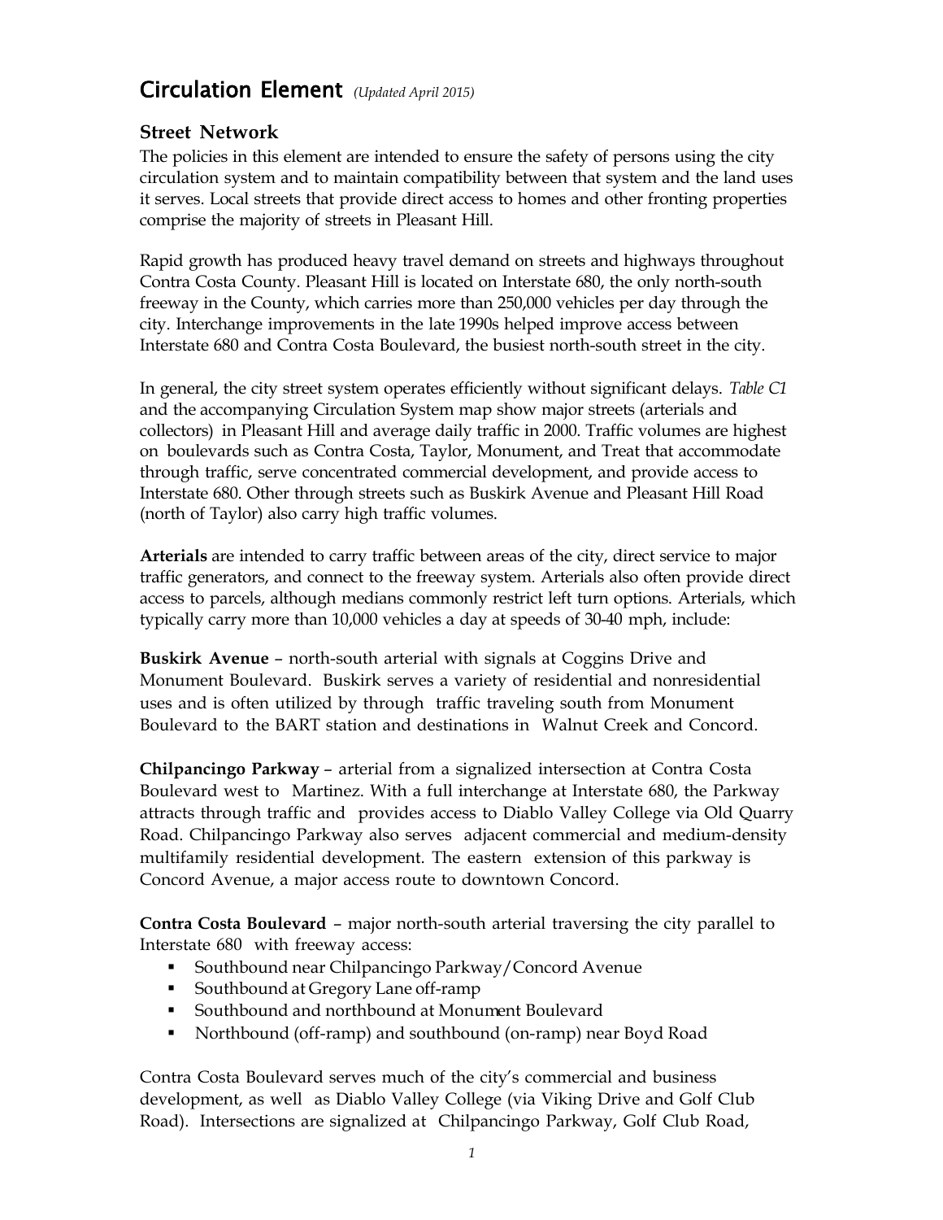# Circulation Element *(Updated April 2015)*

## Street Network

The policies in this element are intended to ensure the safety of persons using the city circulation system and to maintain compatibility between that system and the land uses it serves. Local streets that provide direct access to homes and other fronting properties comprise the majority of streets in Pleasant Hill.

Rapid growth has produced heavy travel demand on streets and highways throughout Contra Costa County. Pleasant Hill is located on Interstate 680, the only north-south freeway in the County, which carries more than 250,000 vehicles per day through the city. Interchange improvements in the late 1990s helped improve access between Interstate 680 and Contra Costa Boulevard, the busiest north-south street in the city.

In general, the city street system operates efficiently without significant delays. *Table C1* and the accompanying Circulation System map show major streets (arterials and collectors) in Pleasant Hill and average daily traffic in 2000. Traffic volumes are highest on boulevards such as Contra Costa, Taylor, Monument, and Treat that accommodate through traffic, serve concentrated commercial development, and provide access to Interstate 680. Other through streets such as Buskirk Avenue and Pleasant Hill Road (north of Taylor) also carry high traffic volumes.

**Arterials** are intended to carry traffic between areas of the city, direct service to major traffic generators, and connect to the freeway system. Arterials also often provide direct access to parcels, although medians commonly restrict left turn options. Arterials, which typically carry more than 10,000 vehicles a day at speeds of 30-40 mph, include:

**Buskirk Avenue** – north-south arterial with signals at Coggins Drive and Monument Boulevard. Buskirk serves a variety of residential and nonresidential uses and is often utilized by through traffic traveling south from Monument Boulevard to the BART station and destinations in Walnut Creek and Concord.

**Chilpancingo Parkway** – arterial from a signalized intersection at Contra Costa Boulevard west to Martinez. With a full interchange at Interstate 680, the Parkway attracts through traffic and provides access to Diablo Valley College via Old Quarry Road. Chilpancingo Parkway also serves adjacent commercial and medium-density multifamily residential development. The eastern extension of this parkway is Concord Avenue, a major access route to downtown Concord.

**Contra Costa Boulevard** – major north-south arterial traversing the city parallel to Interstate 680 with freeway access:

- Southbound near Chilpancingo Parkway/Concord Avenue
- Southbound at Gregory Lane off-ramp
- Southbound and northbound at Monument Boulevard
- Northbound (off-ramp) and southbound (on-ramp) near Boyd Road

Contra Costa Boulevard serves much of the city's commercial and business development, as well as Diablo Valley College (via Viking Drive and Golf Club Road). Intersections are signalized at Chilpancingo Parkway, Golf Club Road,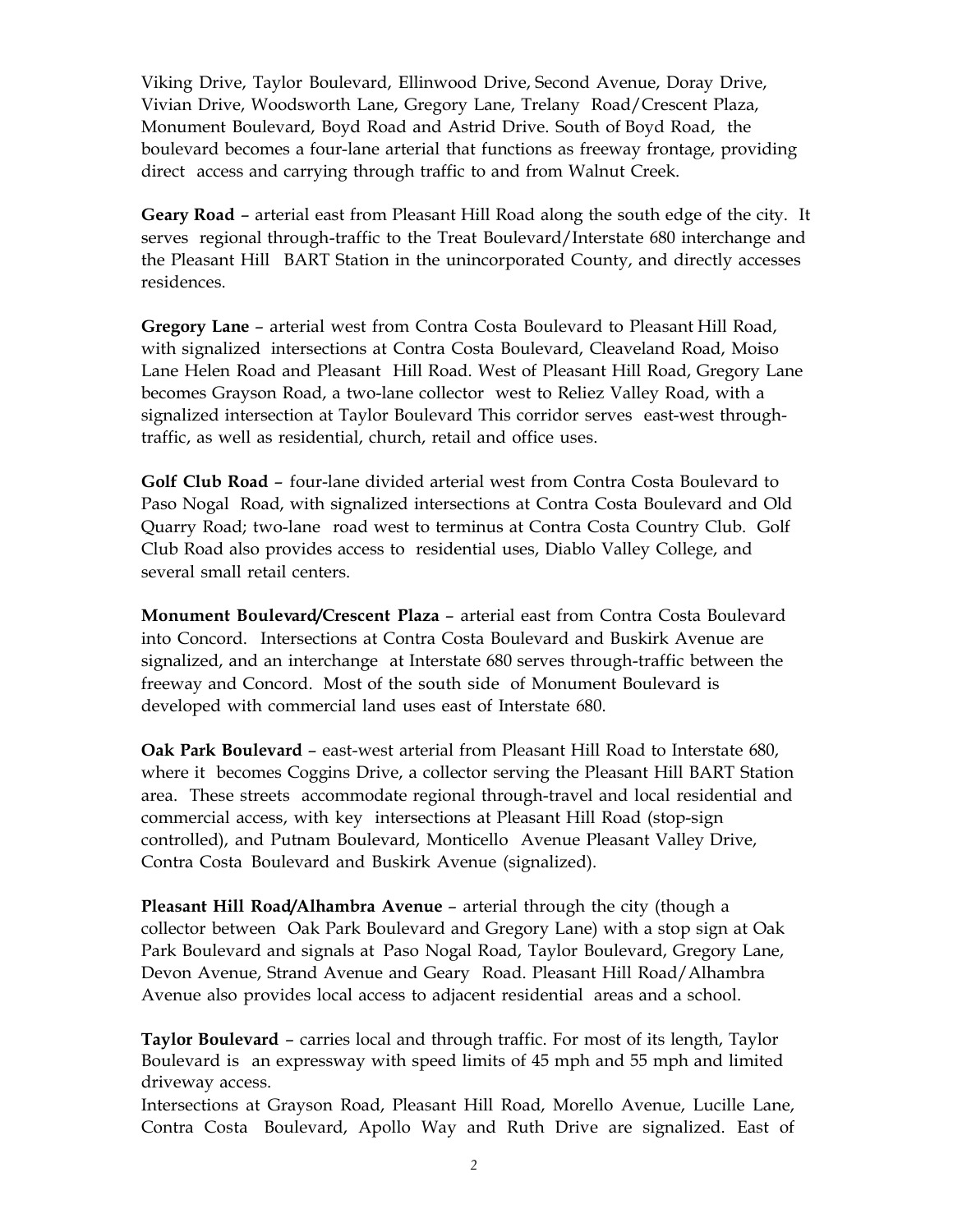Viking Drive, Taylor Boulevard, Ellinwood Drive, Second Avenue, Doray Drive, Vivian Drive, Woodsworth Lane, Gregory Lane, Trelany Road/Crescent Plaza, Monument Boulevard, Boyd Road and Astrid Drive. South of Boyd Road, the boulevard becomes a four-lane arterial that functions as freeway frontage, providing direct access and carrying through traffic to and from Walnut Creek.

**Geary Road** – arterial east from Pleasant Hill Road along the south edge of the city. It serves regional through-traffic to the Treat Boulevard/Interstate 680 interchange and the Pleasant Hill BART Station in the unincorporated County, and directly accesses residences.

**Gregory Lane** – arterial west from Contra Costa Boulevard to Pleasant Hill Road, with signalized intersections at Contra Costa Boulevard, Cleaveland Road, Moiso Lane Helen Road and Pleasant Hill Road. West of Pleasant Hill Road, Gregory Lane becomes Grayson Road, a two-lane collector west to Reliez Valley Road, with a signalized intersection at Taylor Boulevard This corridor serves east-west through-traffic, as well as residential, church, retail and office uses.

**Golf Club Road** – four-lane divided arterial west from Contra Costa Boulevard to Paso Nogal Road, with signalized intersections at Contra Costa Boulevard and Old Quarry Road; two-lane road west to terminus at Contra Costa Country Club. Golf Club Road also provides access to residential uses, Diablo Valley College, and several small retail centers.

**Monument Boulevard/Crescent Plaza** – arterial east from Contra Costa Boulevard into Concord. Intersections at Contra Costa Boulevard and Buskirk Avenue are signalized, and an interchange at Interstate 680 serves through-traffic between the freeway and Concord. Most of the south side of Monument Boulevard is developed with commercial land uses east of Interstate 680.

**Oak Park Boulevard** – east-west arterial from Pleasant Hill Road to Interstate 680, where it becomes Coggins Drive, a collector serving the Pleasant Hill BART Station area. These streets accommodate regional through-travel and local residential and commercial access, with key intersections at Pleasant Hill Road (stop-sign controlled), and Putnam Boulevard, Monticello Avenue Pleasant Valley Drive, Contra Costa Boulevard and Buskirk Avenue (signalized).

**Pleasant Hill Road/Alhambra Avenue** – arterial through the city (though a collector between Oak Park Boulevard and Gregory Lane) with a stop sign at Oak Park Boulevard and signals at Paso Nogal Road, Taylor Boulevard, Gregory Lane, Devon Avenue, Strand Avenue and Geary Road. Pleasant Hill Road/Alhambra Avenue also provides local access to adjacent residential areas and a school.

**Taylor Boulevard** – carries local and through traffic. For most of its length, Taylor Boulevard is an expressway with speed limits of 45 mph and 55 mph and limited driveway access.
Intersections at Grayson Road, Pleasant Hill Road, Morello Avenue, Lucille Lane, Contra Costa Boulevard, Apollo Way and Ruth Drive are signalized. East of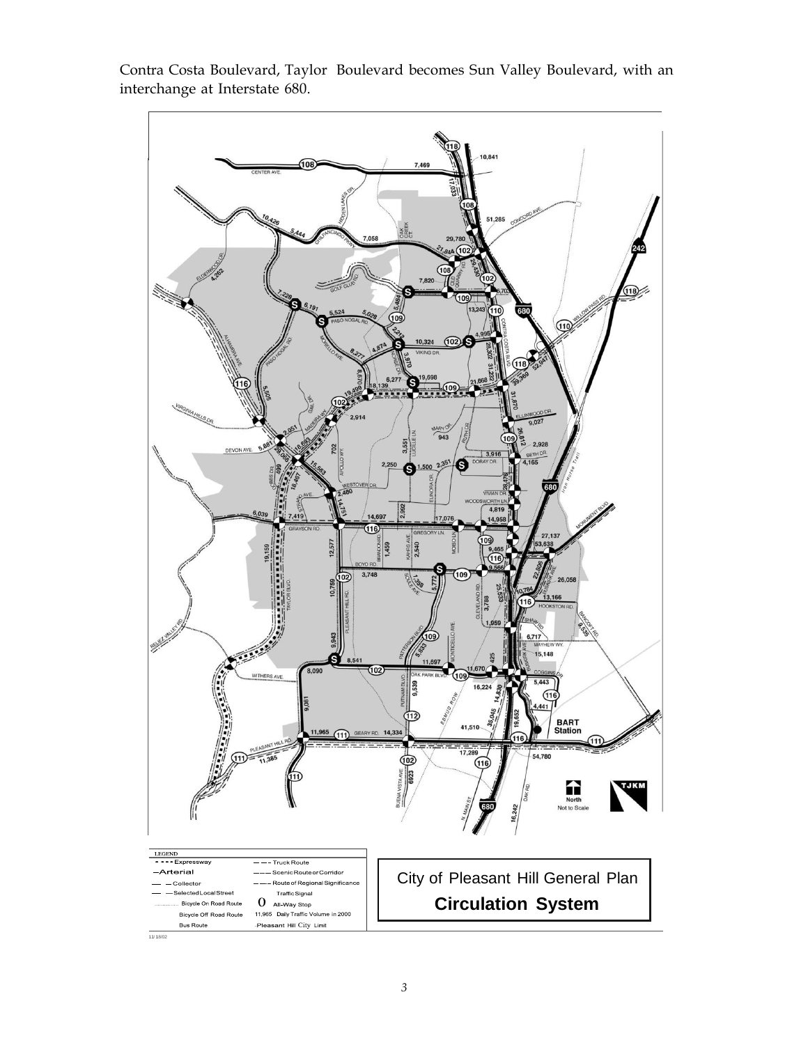Contra Costa Boulevard, Taylor Boulevard becomes Sun Valley Boulevard, with an interchange at Interstate 680.

City of Pleasant Hill General Plan

**Circulation System**

LEGEND

- Expressway
- Arterial
- Collector
- Selected Local Street
- Bicycle On Road Route
- Bicycle Off Road Route
- Bus Route
- Truck Route
- Scenic Route or Corridor
- Route of Regional Significance
- Traffic Signal
- All-Way Stop
- 11,965 Daily Traffic Volume in 2000
- Pleasant Hill City Limit

11/18/02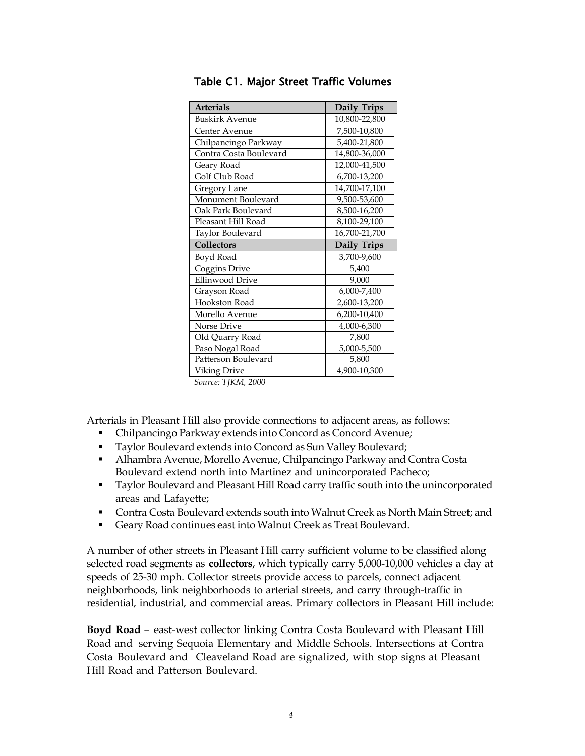## Table C1. Major Street Traffic Volumes

| Arterials | Daily Trips |
|---|---|
| Buskirk Avenue | 10,800-22,800 |
| Center Avenue | 7,500-10,800 |
| Chilpancingo Parkway | 5,400-21,800 |
| Contra Costa Boulevard | 14,800-36,000 |
| Geary Road | 12,000-41,500 |
| Golf Club Road | 6,700-13,200 |
| Gregory Lane | 14,700-17,100 |
| Monument Boulevard | 9,500-53,600 |
| Oak Park Boulevard | 8,500-16,200 |
| Pleasant Hill Road | 8,100-29,100 |
| Taylor Boulevard | 16,700-21,700 |
| **Collectors** | **Daily Trips** |
| Boyd Road | 3,700-9,600 |
| Coggins Drive | 5,400 |
| Ellinwood Drive | 9,000 |
| Grayson Road | 6,000-7,400 |
| Hookston Road | 2,600-13,200 |
| Morello Avenue | 6,200-10,400 |
| Norse Drive | 4,000-6,300 |
| Old Quarry Road | 7,800 |
| Paso Nogal Road | 5,000-5,500 |
| Patterson Boulevard | 5,800 |
| Viking Drive | 4,900-10,300 |

*Source: TJKM, 2000*

Arterials in Pleasant Hill also provide connections to adjacent areas, as follows:

- Chilpancingo Parkway extends into Concord as Concord Avenue;
- Taylor Boulevard extends into Concord as Sun Valley Boulevard;
- Alhambra Avenue, Morello Avenue, Chilpancingo Parkway and Contra Costa Boulevard extend north into Martinez and unincorporated Pacheco;
- Taylor Boulevard and Pleasant Hill Road carry traffic south into the unincorporated areas and Lafayette;
- Contra Costa Boulevard extends south into Walnut Creek as North Main Street; and
- Geary Road continues east into Walnut Creek as Treat Boulevard.

A number of other streets in Pleasant Hill carry sufficient volume to be classified along selected road segments as **collectors**, which typically carry 5,000-10,000 vehicles a day at speeds of 25-30 mph. Collector streets provide access to parcels, connect adjacent neighborhoods, link neighborhoods to arterial streets, and carry through-traffic in residential, industrial, and commercial areas. Primary collectors in Pleasant Hill include:

**Boyd Road** – east-west collector linking Contra Costa Boulevard with Pleasant Hill Road and serving Sequoia Elementary and Middle Schools. Intersections at Contra Costa Boulevard and Cleaveland Road are signalized, with stop signs at Pleasant Hill Road and Patterson Boulevard.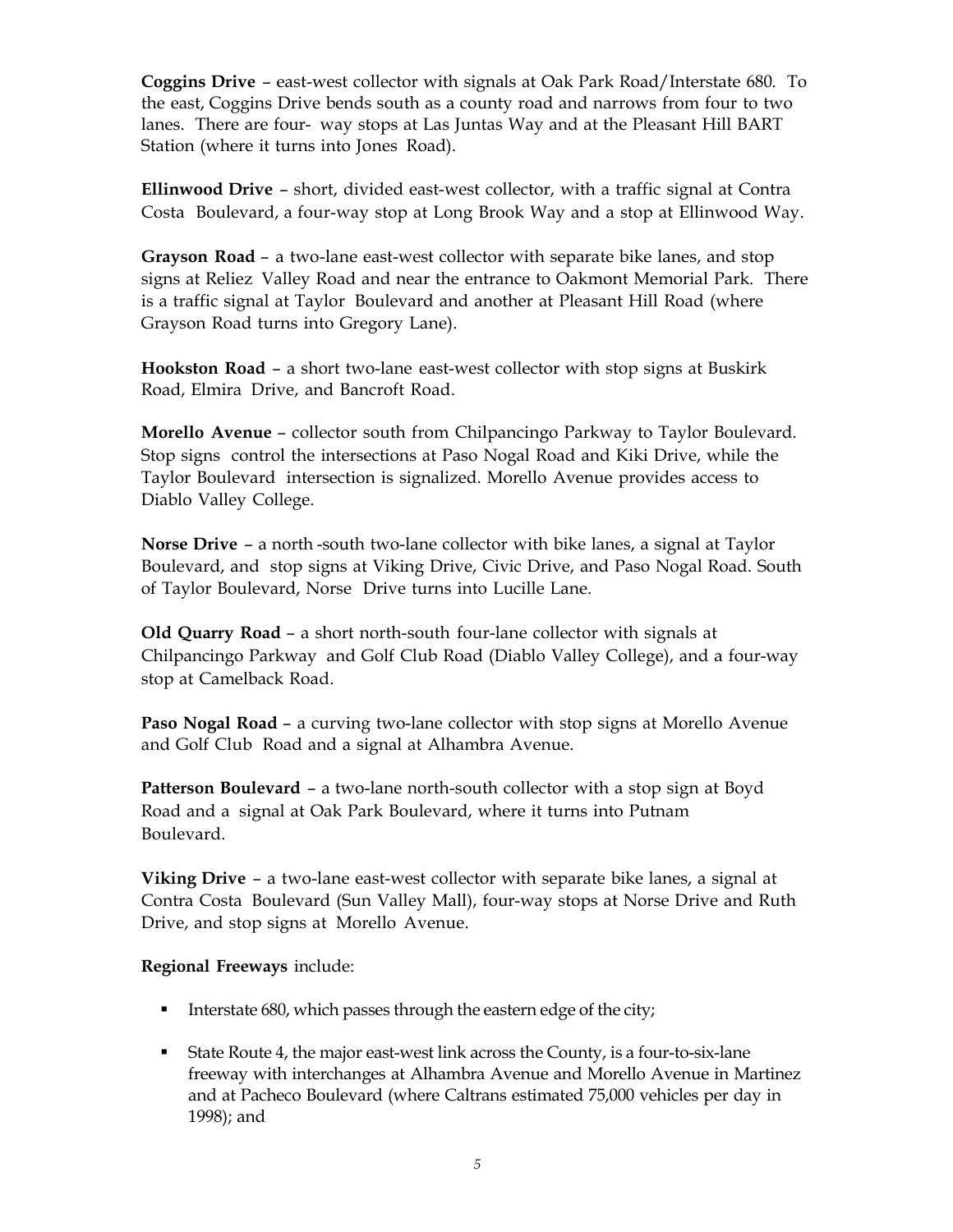**Coggins Drive** – east-west collector with signals at Oak Park Road/Interstate 680. To the east, Coggins Drive bends south as a county road and narrows from four to two lanes. There are four- way stops at Las Juntas Way and at the Pleasant Hill BART Station (where it turns into Jones Road).

**Ellinwood Drive** – short, divided east-west collector, with a traffic signal at Contra Costa Boulevard, a four-way stop at Long Brook Way and a stop at Ellinwood Way.

**Grayson Road** – a two-lane east-west collector with separate bike lanes, and stop signs at Reliez Valley Road and near the entrance to Oakmont Memorial Park. There is a traffic signal at Taylor Boulevard and another at Pleasant Hill Road (where Grayson Road turns into Gregory Lane).

**Hookston Road** – a short two-lane east-west collector with stop signs at Buskirk Road, Elmira Drive, and Bancroft Road.

**Morello Avenue** – collector south from Chilpancingo Parkway to Taylor Boulevard. Stop signs control the intersections at Paso Nogal Road and Kiki Drive, while the Taylor Boulevard intersection is signalized. Morello Avenue provides access to Diablo Valley College.

**Norse Drive** – a north-south two-lane collector with bike lanes, a signal at Taylor Boulevard, and stop signs at Viking Drive, Civic Drive, and Paso Nogal Road. South of Taylor Boulevard, Norse Drive turns into Lucille Lane.

**Old Quarry Road** – a short north-south four-lane collector with signals at Chilpancingo Parkway and Golf Club Road (Diablo Valley College), and a four-way stop at Camelback Road.

**Paso Nogal Road** – a curving two-lane collector with stop signs at Morello Avenue and Golf Club Road and a signal at Alhambra Avenue.

**Patterson Boulevard** – a two-lane north-south collector with a stop sign at Boyd Road and a signal at Oak Park Boulevard, where it turns into Putnam Boulevard.

**Viking Drive** – a two-lane east-west collector with separate bike lanes, a signal at Contra Costa Boulevard (Sun Valley Mall), four-way stops at Norse Drive and Ruth Drive, and stop signs at Morello Avenue.

**Regional Freeways** include:

- Interstate 680, which passes through the eastern edge of the city;
- State Route 4, the major east-west link across the County, is a four-to-six-lane freeway with interchanges at Alhambra Avenue and Morello Avenue in Martinez and at Pacheco Boulevard (where Caltrans estimated 75,000 vehicles per day in 1998); and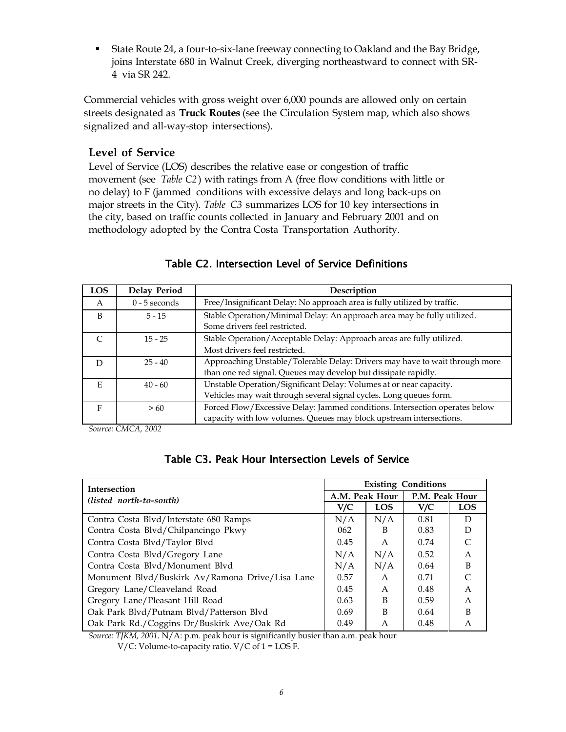- State Route 24, a four-to-six-lane freeway connecting to Oakland and the Bay Bridge, joins Interstate 680 in Walnut Creek, diverging northeastward to connect with SR-4 via SR 242.

Commercial vehicles with gross weight over 6,000 pounds are allowed only on certain streets designated as **Truck Routes** (see the Circulation System map, which also shows signalized and all-way-stop intersections).

### Level of Service

Level of Service (LOS) describes the relative ease or congestion of traffic movement (see *Table C2*) with ratings from A (free flow conditions with little or no delay) to F (jammed conditions with excessive delays and long back-ups on major streets in the City). *Table C3* summarizes LOS for 10 key intersections in the city, based on traffic counts collected in January and February 2001 and on methodology adopted by the Contra Costa Transportation Authority.

#### Table C2. Intersection Level of Service Definitions

| LOS | Delay Period | Description |
|---|---|---|
| A | 0 - 5 seconds | Free/Insignificant Delay: No approach area is fully utilized by traffic. |
| B | 5 - 15 | Stable Operation/Minimal Delay: An approach area may be fully utilized. Some drivers feel restricted. |
| C | 15 - 25 | Stable Operation/Acceptable Delay: Approach areas are fully utilized. Most drivers feel restricted. |
| D | 25 - 40 | Approaching Unstable/Tolerable Delay: Drivers may have to wait through more than one red signal. Queues may develop but dissipate rapidly. |
| E | 40 - 60 | Unstable Operation/Significant Delay: Volumes at or near capacity. Vehicles may wait through several signal cycles. Long queues form. |
| F | > 60 | Forced Flow/Excessive Delay: Jammed conditions. Intersection operates below capacity with low volumes. Queues may block upstream intersections. |

*Source: CMCA, 2002*

#### Table C3. Peak Hour Intersection Levels of Service

| Intersection *(listed north-to-south)* | Existing Conditions | | | |
|---|---|---|---|---|
| | A.M. Peak Hour | | P.M. Peak Hour | |
| | V/C | LOS | V/C | LOS |
| Contra Costa Blvd/Interstate 680 Ramps | N/A | N/A | 0.81 | D |
| Contra Costa Blvd/Chilpancingo Pkwy | 062 | B | 0.83 | D |
| Contra Costa Blvd/Taylor Blvd | 0.45 | A | 0.74 | C |
| Contra Costa Blvd/Gregory Lane | N/A | N/A | 0.52 | A |
| Contra Costa Blvd/Monument Blvd | N/A | N/A | 0.64 | B |
| Monument Blvd/Buskirk Av/Ramona Drive/Lisa Lane | 0.57 | A | 0.71 | C |
| Gregory Lane/Cleaveland Road | 0.45 | A | 0.48 | A |
| Gregory Lane/Pleasant Hill Road | 0.63 | B | 0.59 | A |
| Oak Park Blvd/Putnam Blvd/Patterson Blvd | 0.69 | B | 0.64 | B |
| Oak Park Rd./Coggins Dr/Buskirk Ave/Oak Rd | 0.49 | A | 0.48 | A |

*Source: TJKM, 2001.* N/A: p.m. peak hour is significantly busier than a.m. peak hour
V/C: Volume-to-capacity ratio. V/C of 1 = LOS F.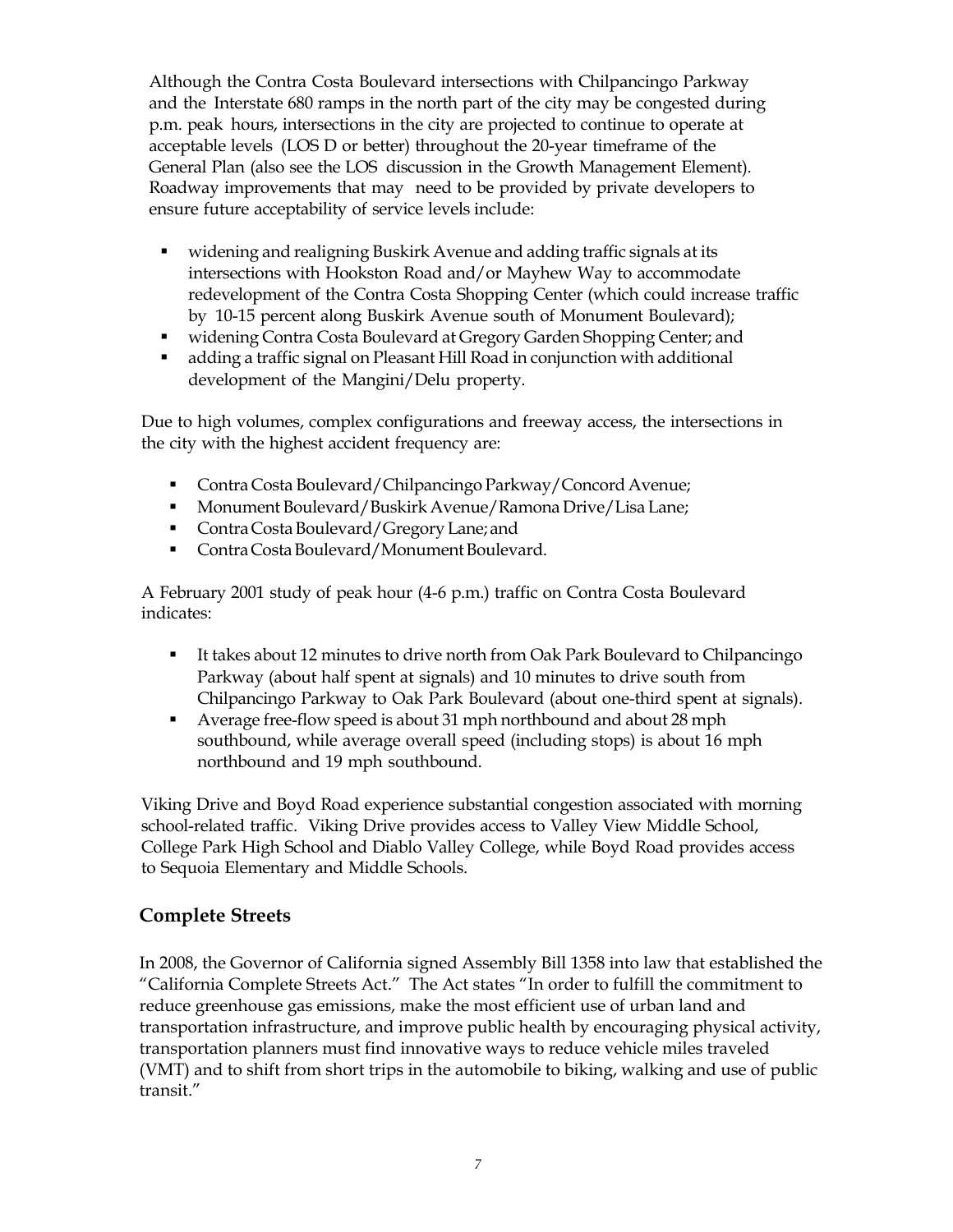Although the Contra Costa Boulevard intersections with Chilpancingo Parkway and the Interstate 680 ramps in the north part of the city may be congested during p.m. peak hours, intersections in the city are projected to continue to operate at acceptable levels (LOS D or better) throughout the 20-year timeframe of the General Plan (also see the LOS discussion in the Growth Management Element). Roadway improvements that may need to be provided by private developers to ensure future acceptability of service levels include:

- widening and realigning Buskirk Avenue and adding traffic signals at its intersections with Hookston Road and/or Mayhew Way to accommodate redevelopment of the Contra Costa Shopping Center (which could increase traffic by 10-15 percent along Buskirk Avenue south of Monument Boulevard);
- widening Contra Costa Boulevard at Gregory Garden Shopping Center; and
- adding a traffic signal on Pleasant Hill Road in conjunction with additional development of the Mangini/Delu property.

Due to high volumes, complex configurations and freeway access, the intersections in the city with the highest accident frequency are:

- Contra Costa Boulevard/Chilpancingo Parkway/Concord Avenue;
- Monument Boulevard/Buskirk Avenue/Ramona Drive/Lisa Lane;
- Contra Costa Boulevard/Gregory Lane; and
- Contra Costa Boulevard/Monument Boulevard.

A February 2001 study of peak hour (4-6 p.m.) traffic on Contra Costa Boulevard indicates:

- It takes about 12 minutes to drive north from Oak Park Boulevard to Chilpancingo Parkway (about half spent at signals) and 10 minutes to drive south from Chilpancingo Parkway to Oak Park Boulevard (about one-third spent at signals).
- Average free-flow speed is about 31 mph northbound and about 28 mph southbound, while average overall speed (including stops) is about 16 mph northbound and 19 mph southbound.

Viking Drive and Boyd Road experience substantial congestion associated with morning school-related traffic. Viking Drive provides access to Valley View Middle School, College Park High School and Diablo Valley College, while Boyd Road provides access to Sequoia Elementary and Middle Schools.

## Complete Streets

In 2008, the Governor of California signed Assembly Bill 1358 into law that established the "California Complete Streets Act." The Act states "In order to fulfill the commitment to reduce greenhouse gas emissions, make the most efficient use of urban land and transportation infrastructure, and improve public health by encouraging physical activity, transportation planners must find innovative ways to reduce vehicle miles traveled (VMT) and to shift from short trips in the automobile to biking, walking and use of public transit."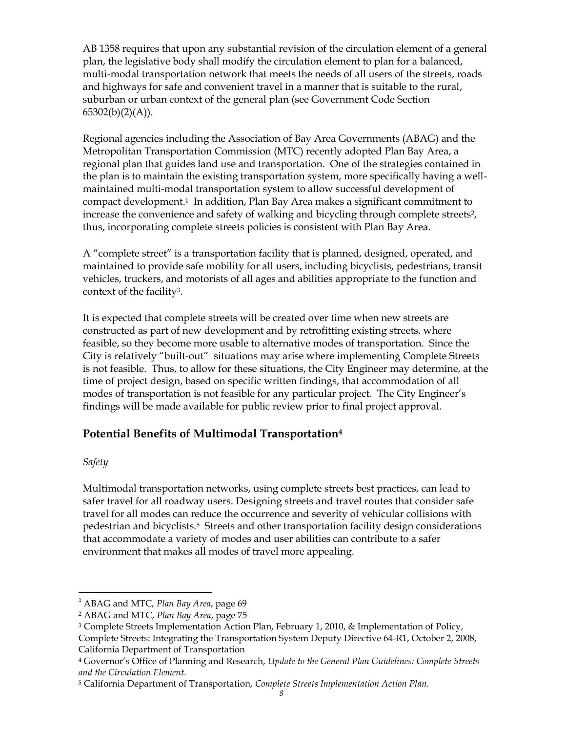AB 1358 requires that upon any substantial revision of the circulation element of a general plan, the legislative body shall modify the circulation element to plan for a balanced, multi-modal transportation network that meets the needs of all users of the streets, roads and highways for safe and convenient travel in a manner that is suitable to the rural, suburban or urban context of the general plan (see Government Code Section 65302(b)(2)(A)).

Regional agencies including the Association of Bay Area Governments (ABAG) and the Metropolitan Transportation Commission (MTC) recently adopted Plan Bay Area, a regional plan that guides land use and transportation. One of the strategies contained in the plan is to maintain the existing transportation system, more specifically having a well-maintained multi-modal transportation system to allow successful development of compact development.[1] In addition, Plan Bay Area makes a significant commitment to increase the convenience and safety of walking and bicycling through complete streets[2], thus, incorporating complete streets policies is consistent with Plan Bay Area.

A "complete street" is a transportation facility that is planned, designed, operated, and maintained to provide safe mobility for all users, including bicyclists, pedestrians, transit vehicles, truckers, and motorists of all ages and abilities appropriate to the function and context of the facility[3].

It is expected that complete streets will be created over time when new streets are constructed as part of new development and by retrofitting existing streets, where feasible, so they become more usable to alternative modes of transportation. Since the City is relatively "built-out" situations may arise where implementing Complete Streets is not feasible. Thus, to allow for these situations, the City Engineer may determine, at the time of project design, based on specific written findings, that accommodation of all modes of transportation is not feasible for any particular project. The City Engineer's findings will be made available for public review prior to final project approval.

## Potential Benefits of Multimodal Transportation[4]

*Safety*

Multimodal transportation networks, using complete streets best practices, can lead to safer travel for all roadway users. Designing streets and travel routes that consider safe travel for all modes can reduce the occurrence and severity of vehicular collisions with pedestrian and bicyclists.[5] Streets and other transportation facility design considerations that accommodate a variety of modes and user abilities can contribute to a safer environment that makes all modes of travel more appealing.

---

[1] ABAG and MTC, *Plan Bay Area*, page 69

[2] ABAG and MTC, *Plan Bay Area*, page 75

[3] Complete Streets Implementation Action Plan, February 1, 2010, & Implementation of Policy, Complete Streets: Integrating the Transportation System Deputy Directive 64-R1, October 2, 2008, California Department of Transportation

[4] Governor's Office of Planning and Research, *Update to the General Plan Guidelines: Complete Streets and the Circulation Element.*

[5] California Department of Transportation, *Complete Streets Implementation Action Plan.*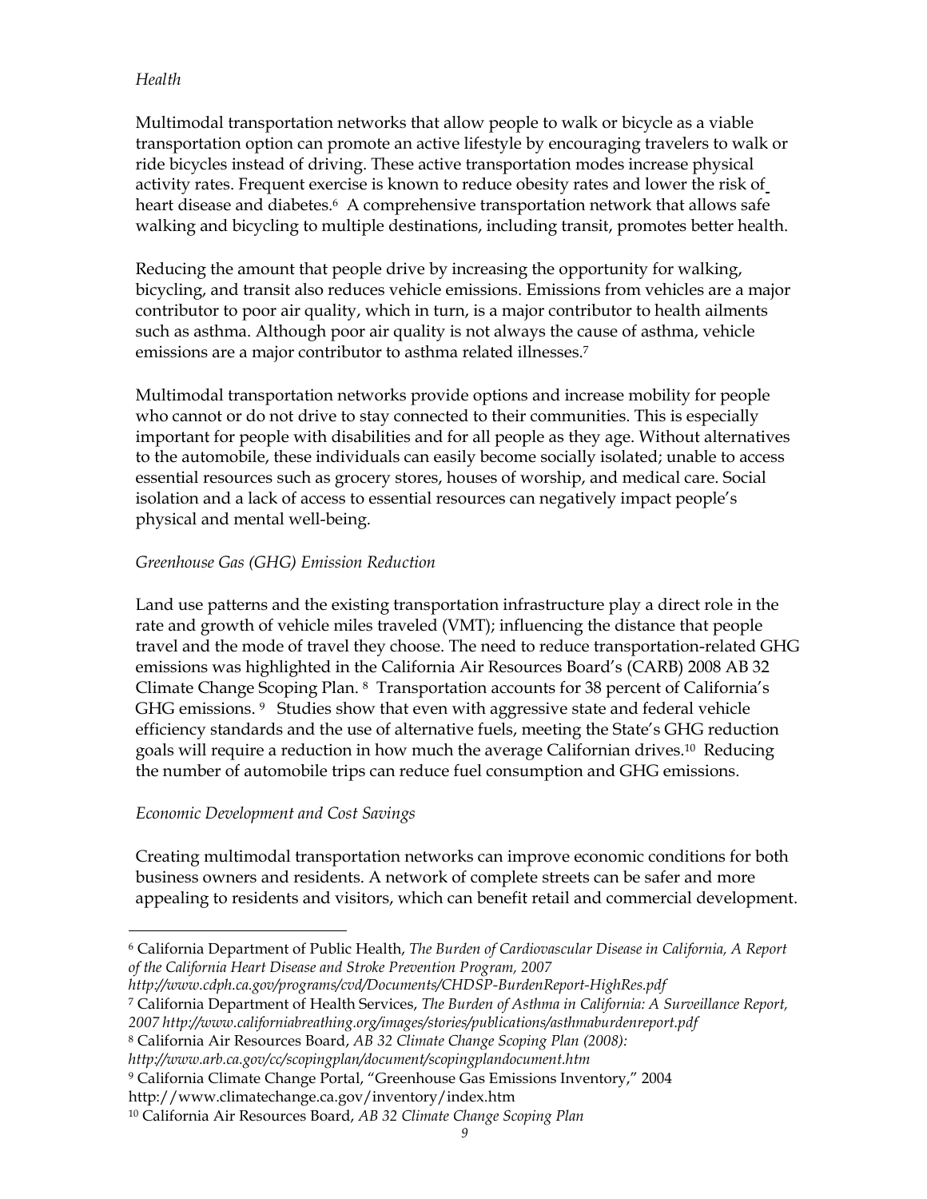*Health*

Multimodal transportation networks that allow people to walk or bicycle as a viable transportation option can promote an active lifestyle by encouraging travelers to walk or ride bicycles instead of driving. These active transportation modes increase physical activity rates. Frequent exercise is known to reduce obesity rates and lower the risk of heart disease and diabetes.[6] A comprehensive transportation network that allows safe walking and bicycling to multiple destinations, including transit, promotes better health.

Reducing the amount that people drive by increasing the opportunity for walking, bicycling, and transit also reduces vehicle emissions. Emissions from vehicles are a major contributor to poor air quality, which in turn, is a major contributor to health ailments such as asthma. Although poor air quality is not always the cause of asthma, vehicle emissions are a major contributor to asthma related illnesses.[7]

Multimodal transportation networks provide options and increase mobility for people who cannot or do not drive to stay connected to their communities. This is especially important for people with disabilities and for all people as they age. Without alternatives to the automobile, these individuals can easily become socially isolated; unable to access essential resources such as grocery stores, houses of worship, and medical care. Social isolation and a lack of access to essential resources can negatively impact people's physical and mental well-being.

*Greenhouse Gas (GHG) Emission Reduction*

Land use patterns and the existing transportation infrastructure play a direct role in the rate and growth of vehicle miles traveled (VMT); influencing the distance that people travel and the mode of travel they choose. The need to reduce transportation-related GHG emissions was highlighted in the California Air Resources Board's (CARB) 2008 AB 32 Climate Change Scoping Plan.[8] Transportation accounts for 38 percent of California's GHG emissions.[9] Studies show that even with aggressive state and federal vehicle efficiency standards and the use of alternative fuels, meeting the State's GHG reduction goals will require a reduction in how much the average Californian drives.[10] Reducing the number of automobile trips can reduce fuel consumption and GHG emissions.

*Economic Development and Cost Savings*

Creating multimodal transportation networks can improve economic conditions for both business owners and residents. A network of complete streets can be safer and more appealing to residents and visitors, which can benefit retail and commercial development.

---

[6] California Department of Public Health, *The Burden of Cardiovascular Disease in California, A Report of the California Heart Disease and Stroke Prevention Program, 2007 http://www.cdph.ca.gov/programs/cvd/Documents/CHDSP-BurdenReport-HighRes.pdf*

[7] California Department of Health Services, *The Burden of Asthma in California: A Surveillance Report, 2007 http://www.californiabreathing.org/images/stories/publications/asthmaburdenreport.pdf*

[8] California Air Resources Board, *AB 32 Climate Change Scoping Plan (2008): http://www.arb.ca.gov/cc/scopingplan/document/scopingplandocument.htm*

[9] California Climate Change Portal, "Greenhouse Gas Emissions Inventory," 2004 http://www.climatechange.ca.gov/inventory/index.htm

[10] California Air Resources Board, *AB 32 Climate Change Scoping Plan*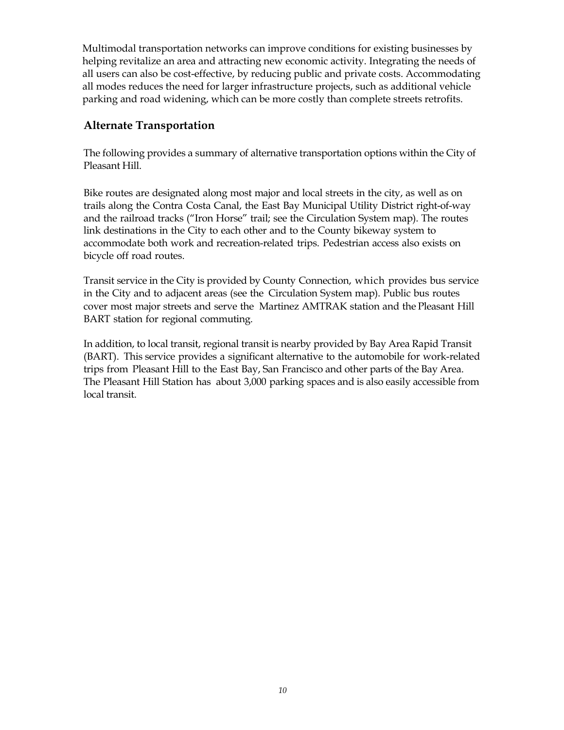Multimodal transportation networks can improve conditions for existing businesses by helping revitalize an area and attracting new economic activity. Integrating the needs of all users can also be cost-effective, by reducing public and private costs. Accommodating all modes reduces the need for larger infrastructure projects, such as additional vehicle parking and road widening, which can be more costly than complete streets retrofits.

## Alternate Transportation

The following provides a summary of alternative transportation options within the City of Pleasant Hill.

Bike routes are designated along most major and local streets in the city, as well as on trails along the Contra Costa Canal, the East Bay Municipal Utility District right-of-way and the railroad tracks ("Iron Horse" trail; see the Circulation System map). The routes link destinations in the City to each other and to the County bikeway system to accommodate both work and recreation-related trips. Pedestrian access also exists on bicycle off road routes.

Transit service in the City is provided by County Connection, which provides bus service in the City and to adjacent areas (see the Circulation System map). Public bus routes cover most major streets and serve the Martinez AMTRAK station and the Pleasant Hill BART station for regional commuting.

In addition, to local transit, regional transit is nearby provided by Bay Area Rapid Transit (BART). This service provides a significant alternative to the automobile for work-related trips from Pleasant Hill to the East Bay, San Francisco and other parts of the Bay Area. The Pleasant Hill Station has about 3,000 parking spaces and is also easily accessible from local transit.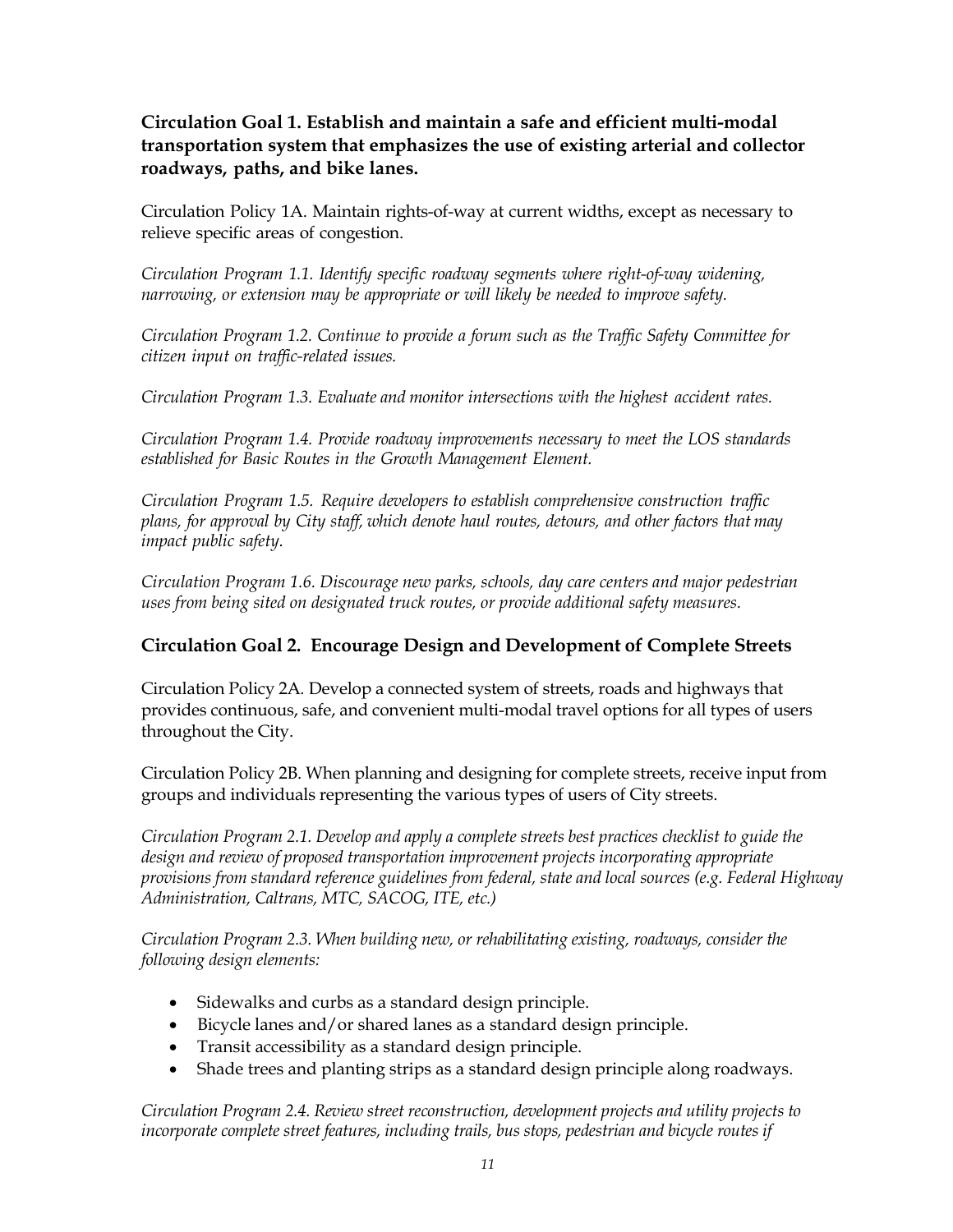**Circulation Goal 1. Establish and maintain a safe and efficient multi-modal transportation system that emphasizes the use of existing arterial and collector roadways, paths, and bike lanes.**

Circulation Policy 1A. Maintain rights-of-way at current widths, except as necessary to relieve specific areas of congestion.

*Circulation Program 1.1. Identify specific roadway segments where right-of-way widening, narrowing, or extension may be appropriate or will likely be needed to improve safety.*

*Circulation Program 1.2. Continue to provide a forum such as the Traffic Safety Committee for citizen input on traffic-related issues.*

*Circulation Program 1.3. Evaluate and monitor intersections with the highest accident rates.*

*Circulation Program 1.4. Provide roadway improvements necessary to meet the LOS standards established for Basic Routes in the Growth Management Element.*

*Circulation Program 1.5. Require developers to establish comprehensive construction traffic plans, for approval by City staff, which denote haul routes, detours, and other factors that may impact public safety.*

*Circulation Program 1.6. Discourage new parks, schools, day care centers and major pedestrian uses from being sited on designated truck routes, or provide additional safety measures.*

## Circulation Goal 2. Encourage Design and Development of Complete Streets

Circulation Policy 2A. Develop a connected system of streets, roads and highways that provides continuous, safe, and convenient multi-modal travel options for all types of users throughout the City.

Circulation Policy 2B. When planning and designing for complete streets, receive input from groups and individuals representing the various types of users of City streets.

*Circulation Program 2.1. Develop and apply a complete streets best practices checklist to guide the design and review of proposed transportation improvement projects incorporating appropriate provisions from standard reference guidelines from federal, state and local sources (e.g. Federal Highway Administration, Caltrans, MTC, SACOG, ITE, etc.)*

*Circulation Program 2.3. When building new, or rehabilitating existing, roadways, consider the following design elements:*

- Sidewalks and curbs as a standard design principle.
- Bicycle lanes and/or shared lanes as a standard design principle.
- Transit accessibility as a standard design principle.
- Shade trees and planting strips as a standard design principle along roadways.

*Circulation Program 2.4. Review street reconstruction, development projects and utility projects to incorporate complete street features, including trails, bus stops, pedestrian and bicycle routes if*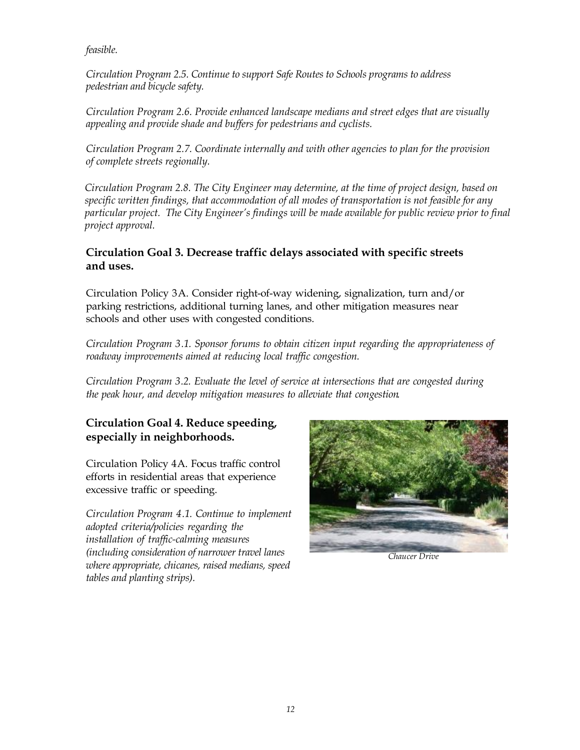*feasible.*

*Circulation Program 2.5. Continue to support Safe Routes to Schools programs to address pedestrian and bicycle safety.*

*Circulation Program 2.6. Provide enhanced landscape medians and street edges that are visually appealing and provide shade and buffers for pedestrians and cyclists.*

*Circulation Program 2.7. Coordinate internally and with other agencies to plan for the provision of complete streets regionally.*

*Circulation Program 2.8. The City Engineer may determine, at the time of project design, based on specific written findings, that accommodation of all modes of transportation is not feasible for any particular project. The City Engineer's findings will be made available for public review prior to final project approval.*

### Circulation Goal 3. Decrease traffic delays associated with specific streets and uses.

Circulation Policy 3A. Consider right-of-way widening, signalization, turn and/or parking restrictions, additional turning lanes, and other mitigation measures near schools and other uses with congested conditions.

*Circulation Program 3.1. Sponsor forums to obtain citizen input regarding the appropriateness of roadway improvements aimed at reducing local traffic congestion.*

*Circulation Program 3.2. Evaluate the level of service at intersections that are congested during the peak hour, and develop mitigation measures to alleviate that congestion.*

### Circulation Goal 4. Reduce speeding, especially in neighborhoods.

Circulation Policy 4A. Focus traffic control efforts in residential areas that experience excessive traffic or speeding.

*Circulation Program 4.1. Continue to implement adopted criteria/policies regarding the installation of traffic-calming measures (including consideration of narrower travel lanes where appropriate, chicanes, raised medians, speed tables and planting strips).*

*Chaucer Drive*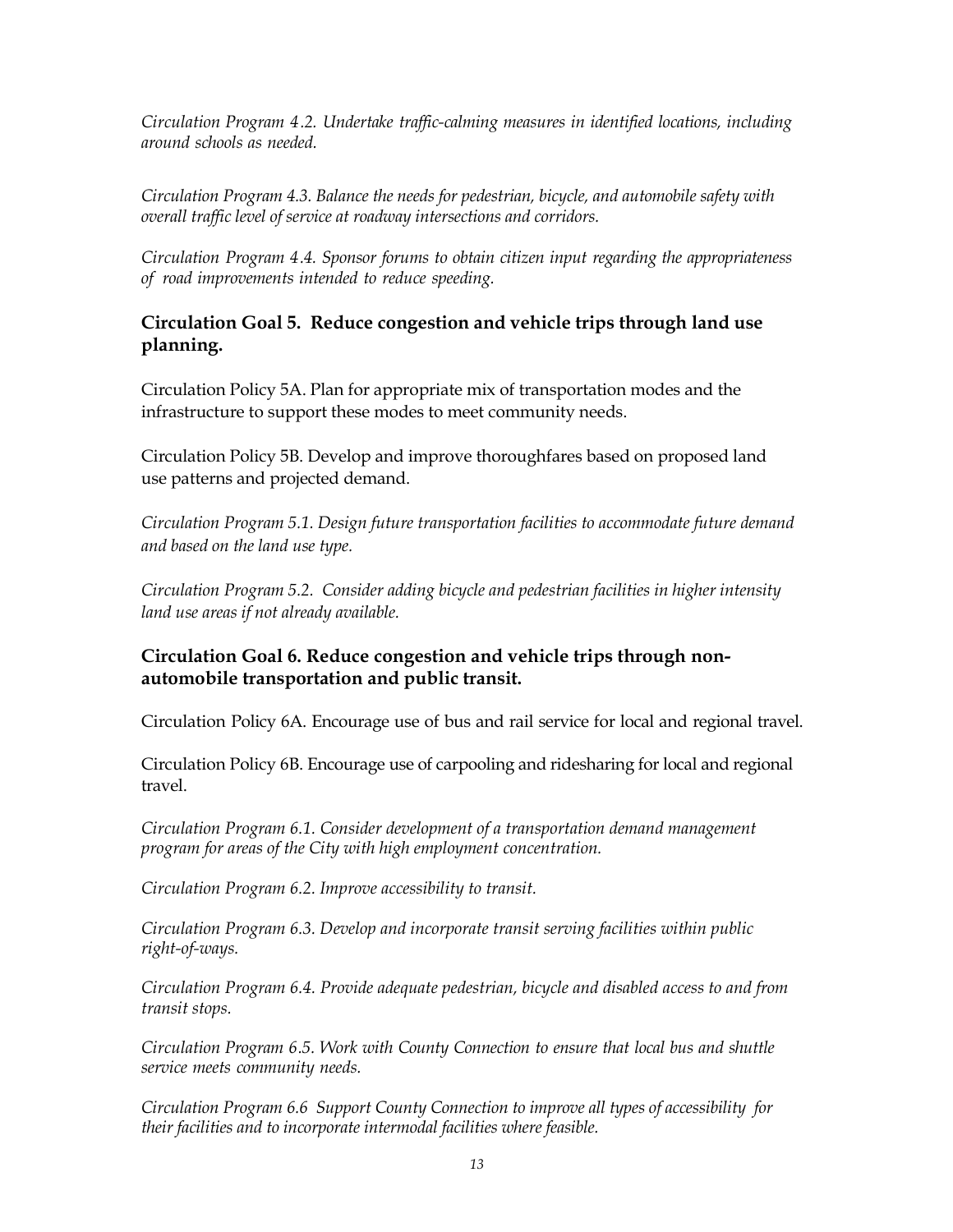*Circulation Program 4.2. Undertake traffic-calming measures in identified locations, including around schools as needed.*

*Circulation Program 4.3. Balance the needs for pedestrian, bicycle, and automobile safety with overall traffic level of service at roadway intersections and corridors.*

*Circulation Program 4.4. Sponsor forums to obtain citizen input regarding the appropriateness of road improvements intended to reduce speeding.*

### Circulation Goal 5. Reduce congestion and vehicle trips through land use planning.

Circulation Policy 5A. Plan for appropriate mix of transportation modes and the infrastructure to support these modes to meet community needs.

Circulation Policy 5B. Develop and improve thoroughfares based on proposed land use patterns and projected demand.

*Circulation Program 5.1. Design future transportation facilities to accommodate future demand and based on the land use type.*

*Circulation Program 5.2. Consider adding bicycle and pedestrian facilities in higher intensity land use areas if not already available.*

### Circulation Goal 6. Reduce congestion and vehicle trips through non-automobile transportation and public transit.

Circulation Policy 6A. Encourage use of bus and rail service for local and regional travel.

Circulation Policy 6B. Encourage use of carpooling and ridesharing for local and regional travel.

*Circulation Program 6.1. Consider development of a transportation demand management program for areas of the City with high employment concentration.*

*Circulation Program 6.2. Improve accessibility to transit.*

*Circulation Program 6.3. Develop and incorporate transit serving facilities within public right-of-ways.*

*Circulation Program 6.4. Provide adequate pedestrian, bicycle and disabled access to and from transit stops.*

*Circulation Program 6.5. Work with County Connection to ensure that local bus and shuttle service meets community needs.*

*Circulation Program 6.6 Support County Connection to improve all types of accessibility for their facilities and to incorporate intermodal facilities where feasible.*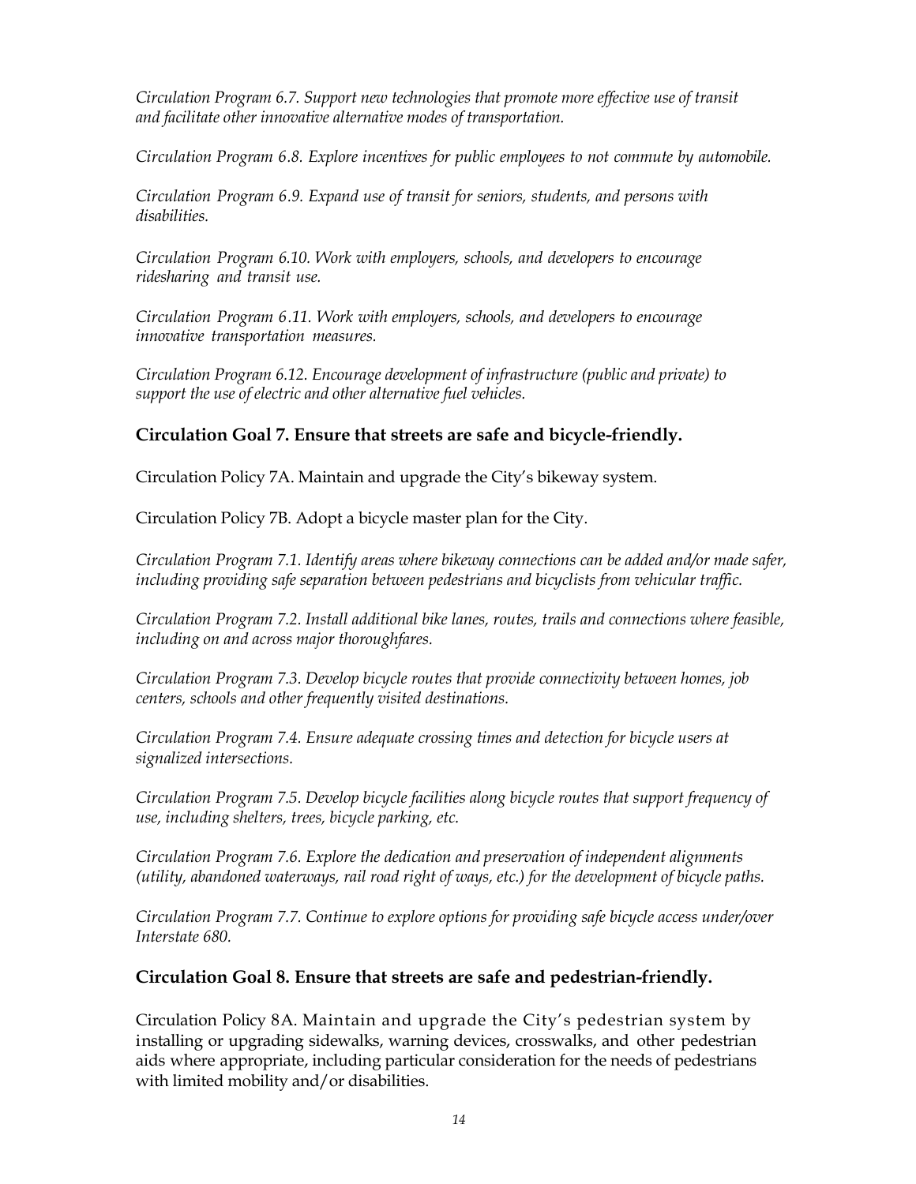*Circulation Program 6.7. Support new technologies that promote more effective use of transit and facilitate other innovative alternative modes of transportation.*

*Circulation Program 6.8. Explore incentives for public employees to not commute by automobile.*

*Circulation Program 6.9. Expand use of transit for seniors, students, and persons with disabilities.*

*Circulation Program 6.10. Work with employers, schools, and developers to encourage ridesharing and transit use.*

*Circulation Program 6.11. Work with employers, schools, and developers to encourage innovative transportation measures.*

*Circulation Program 6.12. Encourage development of infrastructure (public and private) to support the use of electric and other alternative fuel vehicles.*

### Circulation Goal 7. Ensure that streets are safe and bicycle-friendly.

Circulation Policy 7A. Maintain and upgrade the City's bikeway system.

Circulation Policy 7B. Adopt a bicycle master plan for the City.

*Circulation Program 7.1. Identify areas where bikeway connections can be added and/or made safer, including providing safe separation between pedestrians and bicyclists from vehicular traffic.*

*Circulation Program 7.2. Install additional bike lanes, routes, trails and connections where feasible, including on and across major thoroughfares.*

*Circulation Program 7.3. Develop bicycle routes that provide connectivity between homes, job centers, schools and other frequently visited destinations.*

*Circulation Program 7.4. Ensure adequate crossing times and detection for bicycle users at signalized intersections.*

*Circulation Program 7.5. Develop bicycle facilities along bicycle routes that support frequency of use, including shelters, trees, bicycle parking, etc.*

*Circulation Program 7.6. Explore the dedication and preservation of independent alignments (utility, abandoned waterways, rail road right of ways, etc.) for the development of bicycle paths.*

*Circulation Program 7.7. Continue to explore options for providing safe bicycle access under/over Interstate 680.*

### Circulation Goal 8. Ensure that streets are safe and pedestrian-friendly.

Circulation Policy 8A. Maintain and upgrade the City's pedestrian system by installing or upgrading sidewalks, warning devices, crosswalks, and other pedestrian aids where appropriate, including particular consideration for the needs of pedestrians with limited mobility and/or disabilities.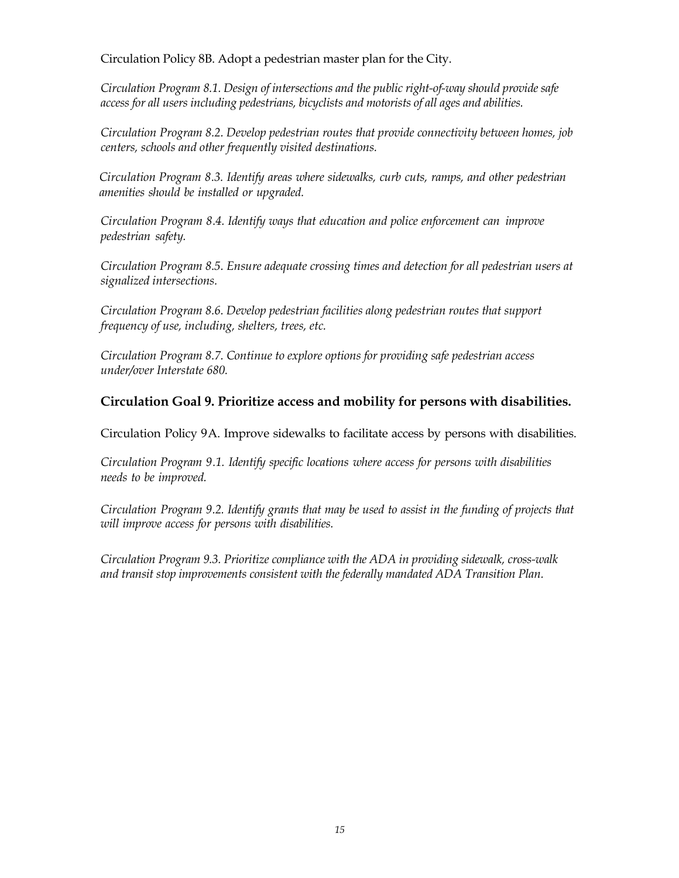Circulation Policy 8B. Adopt a pedestrian master plan for the City.

*Circulation Program 8.1. Design of intersections and the public right-of-way should provide safe access for all users including pedestrians, bicyclists and motorists of all ages and abilities.*

*Circulation Program 8.2. Develop pedestrian routes that provide connectivity between homes, job centers, schools and other frequently visited destinations.*

*Circulation Program 8.3. Identify areas where sidewalks, curb cuts, ramps, and other pedestrian amenities should be installed or upgraded.*

*Circulation Program 8.4. Identify ways that education and police enforcement can improve pedestrian safety.*

*Circulation Program 8.5. Ensure adequate crossing times and detection for all pedestrian users at signalized intersections.*

*Circulation Program 8.6. Develop pedestrian facilities along pedestrian routes that support frequency of use, including, shelters, trees, etc.*

*Circulation Program 8.7. Continue to explore options for providing safe pedestrian access under/over Interstate 680.*

### Circulation Goal 9. Prioritize access and mobility for persons with disabilities.

Circulation Policy 9A. Improve sidewalks to facilitate access by persons with disabilities.

*Circulation Program 9.1. Identify specific locations where access for persons with disabilities needs to be improved.*

*Circulation Program 9.2. Identify grants that may be used to assist in the funding of projects that will improve access for persons with disabilities.*

*Circulation Program 9.3. Prioritize compliance with the ADA in providing sidewalk, cross-walk and transit stop improvements consistent with the federally mandated ADA Transition Plan.*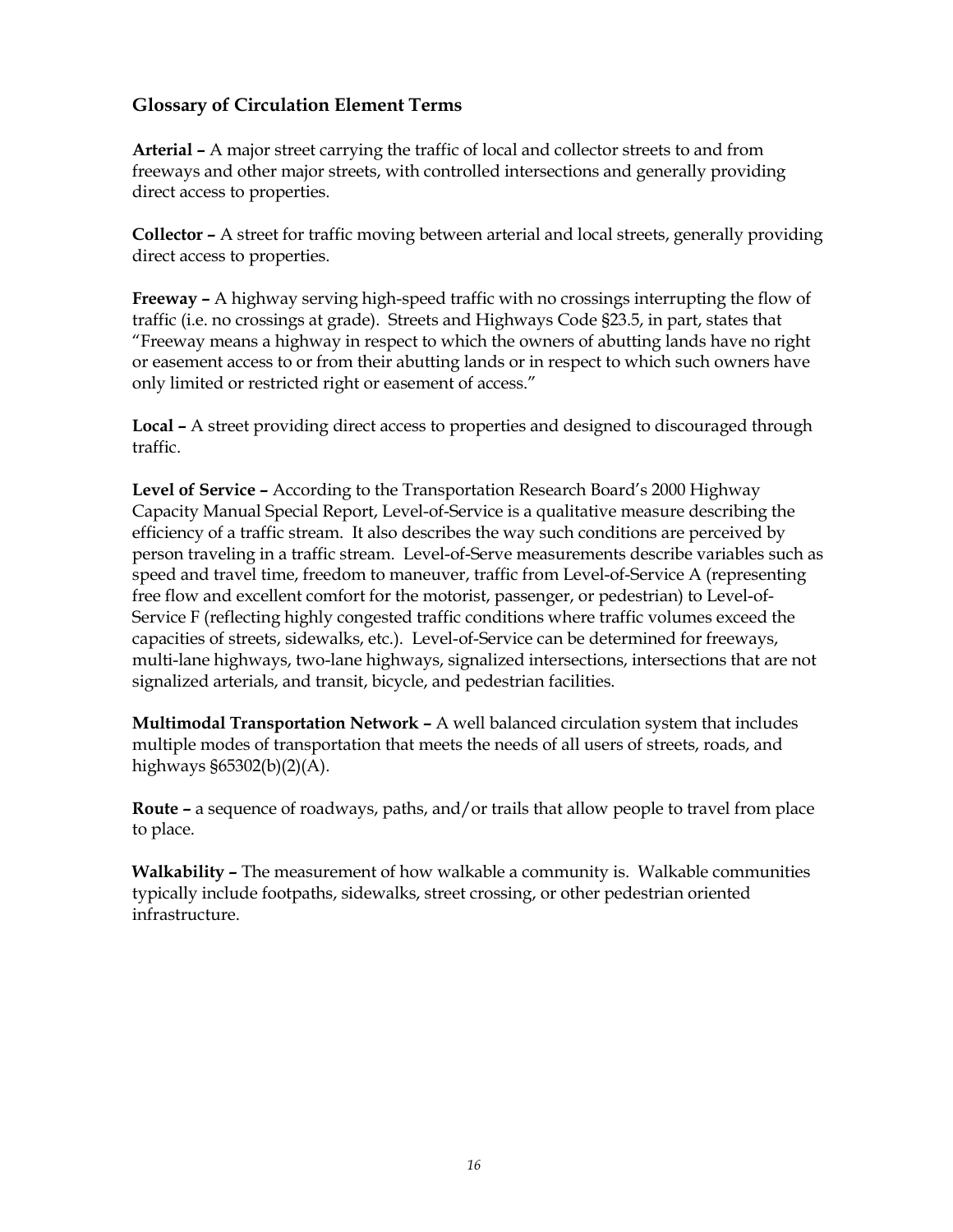## Glossary of Circulation Element Terms

**Arterial –** A major street carrying the traffic of local and collector streets to and from freeways and other major streets, with controlled intersections and generally providing direct access to properties.

**Collector –** A street for traffic moving between arterial and local streets, generally providing direct access to properties.

**Freeway –** A highway serving high-speed traffic with no crossings interrupting the flow of traffic (i.e. no crossings at grade). Streets and Highways Code §23.5, in part, states that "Freeway means a highway in respect to which the owners of abutting lands have no right or easement access to or from their abutting lands or in respect to which such owners have only limited or restricted right or easement of access."

**Local –** A street providing direct access to properties and designed to discouraged through traffic.

**Level of Service –** According to the Transportation Research Board's 2000 Highway Capacity Manual Special Report, Level-of-Service is a qualitative measure describing the efficiency of a traffic stream. It also describes the way such conditions are perceived by person traveling in a traffic stream. Level-of-Serve measurements describe variables such as speed and travel time, freedom to maneuver, traffic from Level-of-Service A (representing free flow and excellent comfort for the motorist, passenger, or pedestrian) to Level-of-Service F (reflecting highly congested traffic conditions where traffic volumes exceed the capacities of streets, sidewalks, etc.). Level-of-Service can be determined for freeways, multi-lane highways, two-lane highways, signalized intersections, intersections that are not signalized arterials, and transit, bicycle, and pedestrian facilities.

**Multimodal Transportation Network –** A well balanced circulation system that includes multiple modes of transportation that meets the needs of all users of streets, roads, and highways §65302(b)(2)(A).

**Route –** a sequence of roadways, paths, and/or trails that allow people to travel from place to place.

**Walkability –** The measurement of how walkable a community is. Walkable communities typically include footpaths, sidewalks, street crossing, or other pedestrian oriented infrastructure.